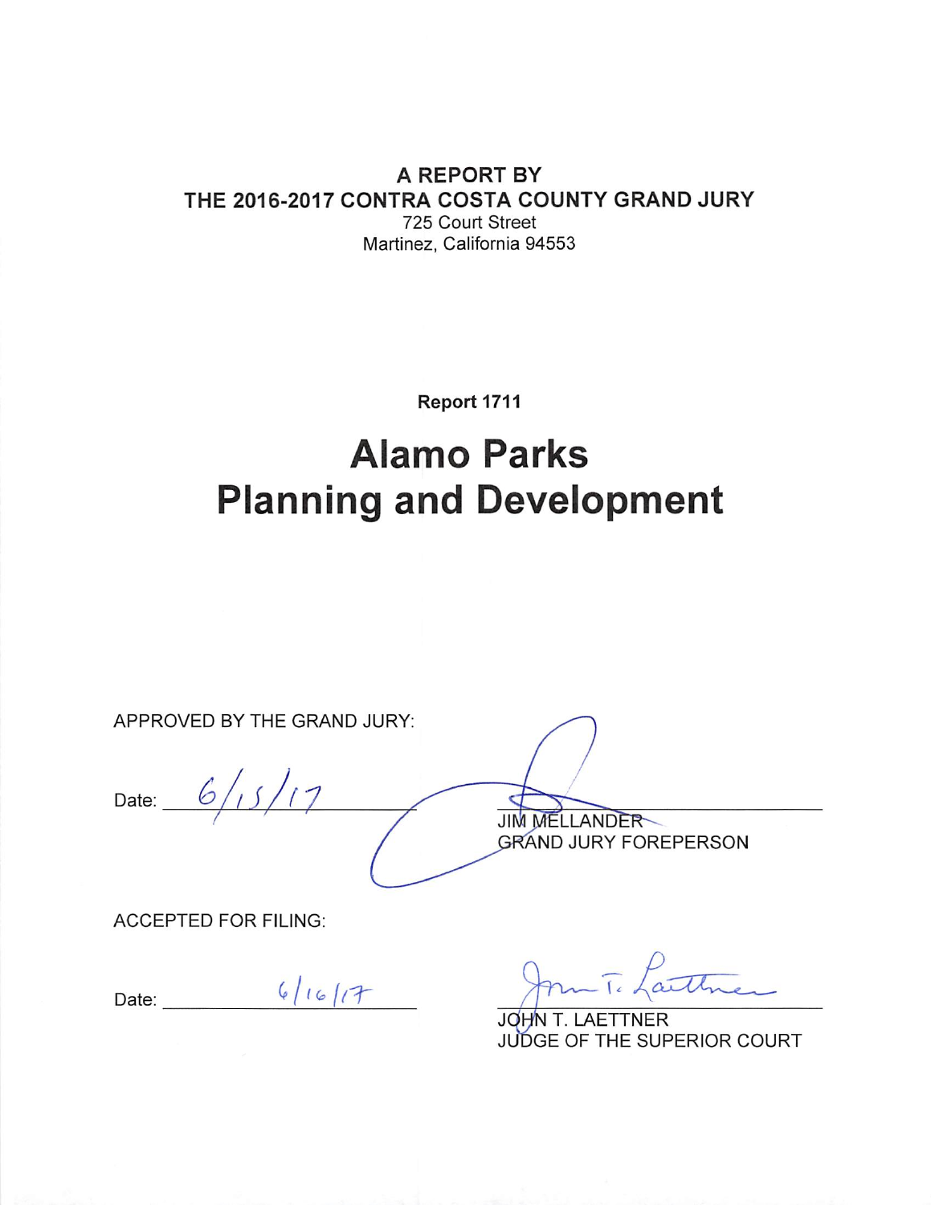**A REPORT BY**
**THE 2016-2017 CONTRA COSTA COUNTY GRAND JURY**
725 Court Street
Martinez, California 94553

**Report 1711**

# Alamo Parks Planning and Development

APPROVED BY THE GRAND JURY:

Date: 6/15/17

JIM MELLANDER
GRAND JURY FOREPERSON

ACCEPTED FOR FILING:

Date: 6/16/17

JOHN T. LAETTNER
JUDGE OF THE SUPERIOR COURT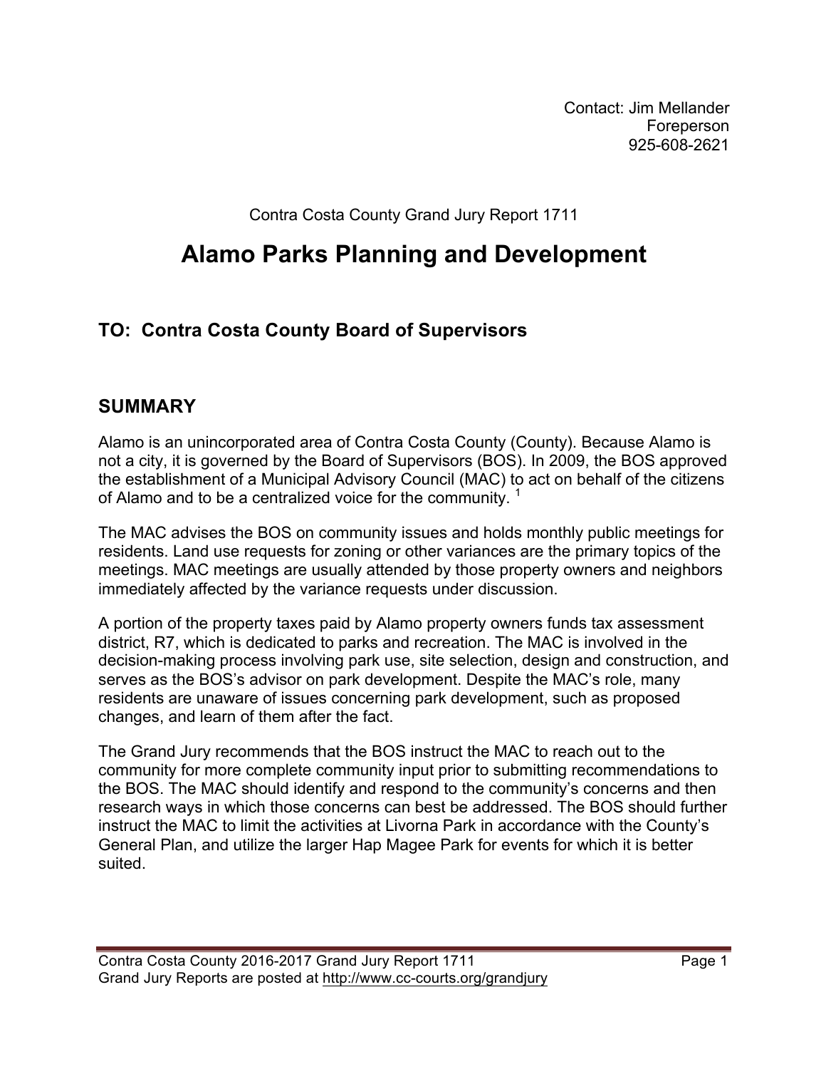Contact: Jim Mellander
Foreperson
925-608-2621

Contra Costa County Grand Jury Report 1711

# Alamo Parks Planning and Development

## TO: Contra Costa County Board of Supervisors

## SUMMARY

Alamo is an unincorporated area of Contra Costa County (County). Because Alamo is not a city, it is governed by the Board of Supervisors (BOS). In 2009, the BOS approved the establishment of a Municipal Advisory Council (MAC) to act on behalf of the citizens of Alamo and to be a centralized voice for the community. [1]

The MAC advises the BOS on community issues and holds monthly public meetings for residents. Land use requests for zoning or other variances are the primary topics of the meetings. MAC meetings are usually attended by those property owners and neighbors immediately affected by the variance requests under discussion.

A portion of the property taxes paid by Alamo property owners funds tax assessment district, R7, which is dedicated to parks and recreation. The MAC is involved in the decision-making process involving park use, site selection, design and construction, and serves as the BOS's advisor on park development. Despite the MAC's role, many residents are unaware of issues concerning park development, such as proposed changes, and learn of them after the fact.

The Grand Jury recommends that the BOS instruct the MAC to reach out to the community for more complete community input prior to submitting recommendations to the BOS. The MAC should identify and respond to the community's concerns and then research ways in which those concerns can best be addressed. The BOS should further instruct the MAC to limit the activities at Livorna Park in accordance with the County's General Plan, and utilize the larger Hap Magee Park for events for which it is better suited.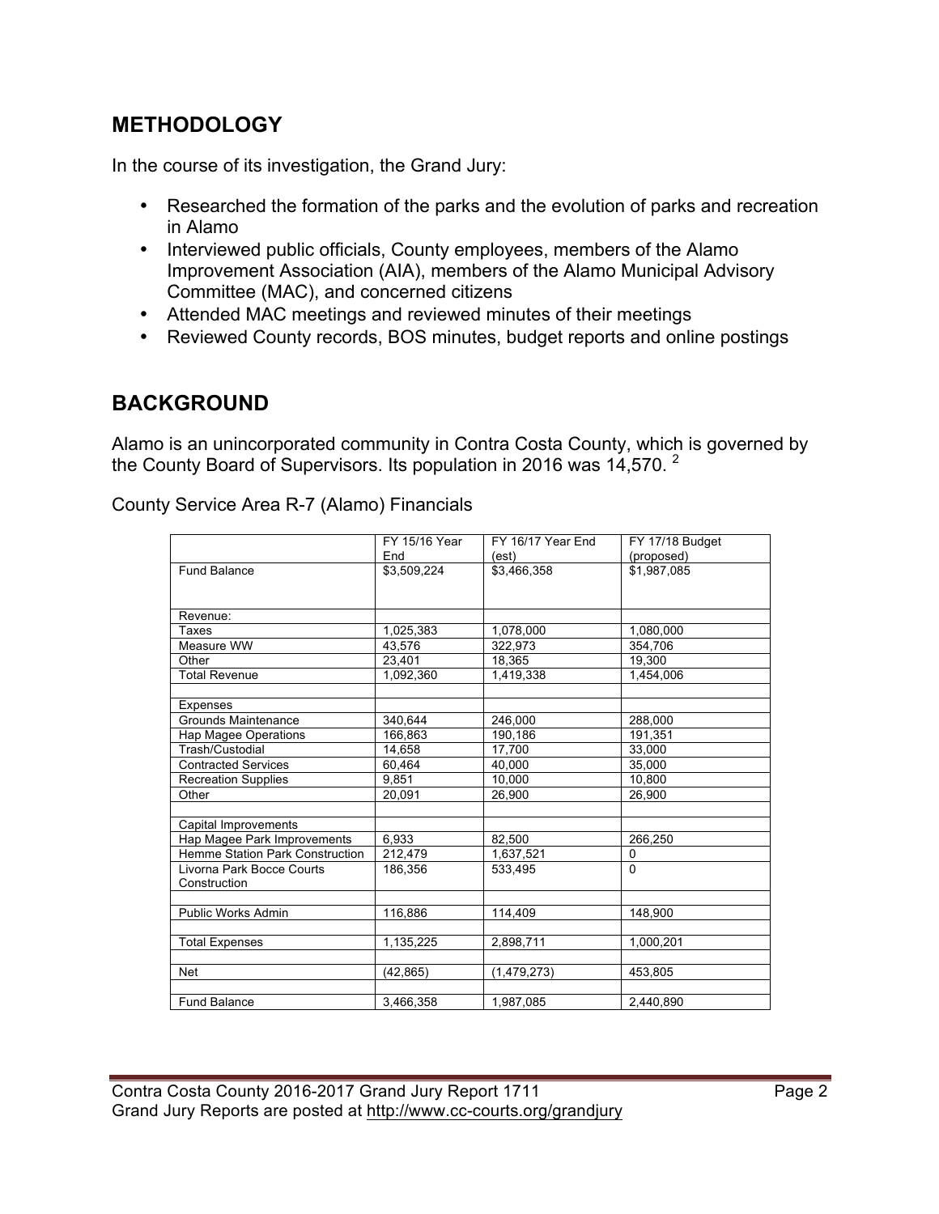## METHODOLOGY

In the course of its investigation, the Grand Jury:

- Researched the formation of the parks and the evolution of parks and recreation in Alamo
- Interviewed public officials, County employees, members of the Alamo Improvement Association (AIA), members of the Alamo Municipal Advisory Committee (MAC), and concerned citizens
- Attended MAC meetings and reviewed minutes of their meetings
- Reviewed County records, BOS minutes, budget reports and online postings

## BACKGROUND

Alamo is an unincorporated community in Contra Costa County, which is governed by the County Board of Supervisors. Its population in 2016 was 14,570. [2]

County Service Area R-7 (Alamo) Financials

| | FY 15/16 Year End | FY 16/17 Year End (est) | FY 17/18 Budget (proposed) |
|---|---|---|---|
| Fund Balance | $3,509,224 | $3,466,358 | $1,987,085 |
| | | | |
| Revenue: | | | |
| Taxes | 1,025,383 | 1,078,000 | 1,080,000 |
| Measure WW | 43,576 | 322,973 | 354,706 |
| Other | 23,401 | 18,365 | 19,300 |
| Total Revenue | 1,092,360 | 1,419,338 | 1,454,006 |
| | | | |
| Expenses | | | |
| Grounds Maintenance | 340,644 | 246,000 | 288,000 |
| Hap Magee Operations | 166,863 | 190,186 | 191,351 |
| Trash/Custodial | 14,658 | 17,700 | 33,000 |
| Contracted Services | 60,464 | 40,000 | 35,000 |
| Recreation Supplies | 9,851 | 10,000 | 10,800 |
| Other | 20,091 | 26,900 | 26,900 |
| | | | |
| Capital Improvements | | | |
| Hap Magee Park Improvements | 6,933 | 82,500 | 266,250 |
| Hemme Station Park Construction | 212,479 | 1,637,521 | 0 |
| Livorna Park Bocce Courts Construction | 186,356 | 533,495 | 0 |
| | | | |
| Public Works Admin | 116,886 | 114,409 | 148,900 |
| | | | |
| Total Expenses | 1,135,225 | 2,898,711 | 1,000,201 |
| | | | |
| Net | (42,865) | (1,479,273) | 453,805 |
| | | | |
| Fund Balance | 3,466,358 | 1,987,085 | 2,440,890 |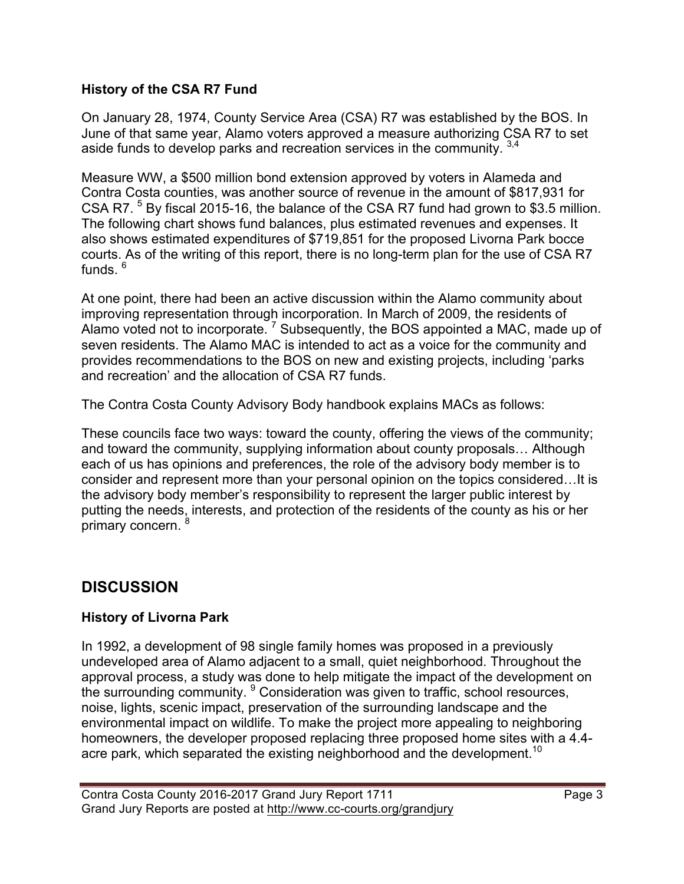### History of the CSA R7 Fund

On January 28, 1974, County Service Area (CSA) R7 was established by the BOS. In June of that same year, Alamo voters approved a measure authorizing CSA R7 to set aside funds to develop parks and recreation services in the community. [3,4]

Measure WW, a $500 million bond extension approved by voters in Alameda and Contra Costa counties, was another source of revenue in the amount of $817,931 for CSA R7. [5] By fiscal 2015-16, the balance of the CSA R7 fund had grown to $3.5 million. The following chart shows fund balances, plus estimated revenues and expenses. It also shows estimated expenditures of $719,851 for the proposed Livorna Park bocce courts. As of the writing of this report, there is no long-term plan for the use of CSA R7 funds. [6]

At one point, there had been an active discussion within the Alamo community about improving representation through incorporation. In March of 2009, the residents of Alamo voted not to incorporate. [7] Subsequently, the BOS appointed a MAC, made up of seven residents. The Alamo MAC is intended to act as a voice for the community and provides recommendations to the BOS on new and existing projects, including 'parks and recreation' and the allocation of CSA R7 funds.

The Contra Costa County Advisory Body handbook explains MACs as follows:

These councils face two ways: toward the county, offering the views of the community; and toward the community, supplying information about county proposals… Although each of us has opinions and preferences, the role of the advisory body member is to consider and represent more than your personal opinion on the topics considered…It is the advisory body member's responsibility to represent the larger public interest by putting the needs, interests, and protection of the residents of the county as his or her primary concern. [8]

## DISCUSSION

### History of Livorna Park

In 1992, a development of 98 single family homes was proposed in a previously undeveloped area of Alamo adjacent to a small, quiet neighborhood. Throughout the approval process, a study was done to help mitigate the impact of the development on the surrounding community. [9] Consideration was given to traffic, school resources, noise, lights, scenic impact, preservation of the surrounding landscape and the environmental impact on wildlife. To make the project more appealing to neighboring homeowners, the developer proposed replacing three proposed home sites with a 4.4-acre park, which separated the existing neighborhood and the development.[10]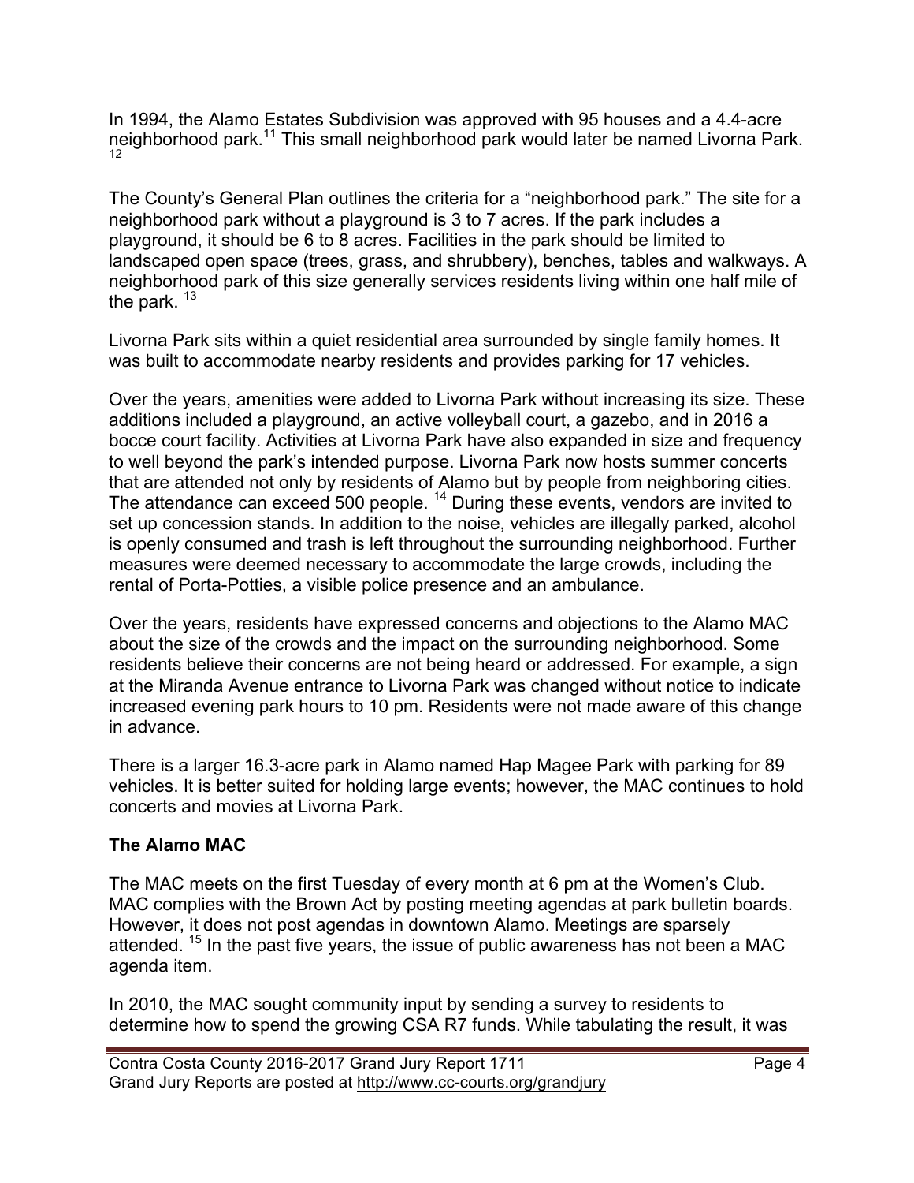In 1994, the Alamo Estates Subdivision was approved with 95 houses and a 4.4-acre neighborhood park.[11] This small neighborhood park would later be named Livorna Park.[12]

The County's General Plan outlines the criteria for a "neighborhood park." The site for a neighborhood park without a playground is 3 to 7 acres. If the park includes a playground, it should be 6 to 8 acres. Facilities in the park should be limited to landscaped open space (trees, grass, and shrubbery), benches, tables and walkways. A neighborhood park of this size generally services residents living within one half mile of the park.[13]

Livorna Park sits within a quiet residential area surrounded by single family homes. It was built to accommodate nearby residents and provides parking for 17 vehicles.

Over the years, amenities were added to Livorna Park without increasing its size. These additions included a playground, an active volleyball court, a gazebo, and in 2016 a bocce court facility. Activities at Livorna Park have also expanded in size and frequency to well beyond the park's intended purpose. Livorna Park now hosts summer concerts that are attended not only by residents of Alamo but by people from neighboring cities. The attendance can exceed 500 people.[14] During these events, vendors are invited to set up concession stands. In addition to the noise, vehicles are illegally parked, alcohol is openly consumed and trash is left throughout the surrounding neighborhood. Further measures were deemed necessary to accommodate the large crowds, including the rental of Porta-Potties, a visible police presence and an ambulance.

Over the years, residents have expressed concerns and objections to the Alamo MAC about the size of the crowds and the impact on the surrounding neighborhood. Some residents believe their concerns are not being heard or addressed. For example, a sign at the Miranda Avenue entrance to Livorna Park was changed without notice to indicate increased evening park hours to 10 pm. Residents were not made aware of this change in advance.

There is a larger 16.3-acre park in Alamo named Hap Magee Park with parking for 89 vehicles. It is better suited for holding large events; however, the MAC continues to hold concerts and movies at Livorna Park.

**The Alamo MAC**

The MAC meets on the first Tuesday of every month at 6 pm at the Women's Club. MAC complies with the Brown Act by posting meeting agendas at park bulletin boards. However, it does not post agendas in downtown Alamo. Meetings are sparsely attended.[15] In the past five years, the issue of public awareness has not been a MAC agenda item.

In 2010, the MAC sought community input by sending a survey to residents to determine how to spend the growing CSA R7 funds. While tabulating the result, it was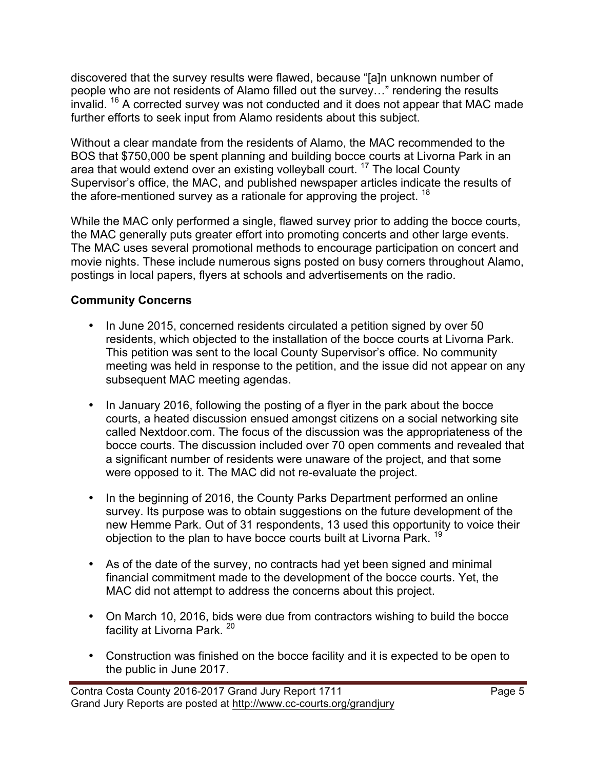discovered that the survey results were flawed, because "[a]n unknown number of people who are not residents of Alamo filled out the survey…" rendering the results invalid. [16] A corrected survey was not conducted and it does not appear that MAC made further efforts to seek input from Alamo residents about this subject.

Without a clear mandate from the residents of Alamo, the MAC recommended to the BOS that $750,000 be spent planning and building bocce courts at Livorna Park in an area that would extend over an existing volleyball court. [17] The local County Supervisor's office, the MAC, and published newspaper articles indicate the results of the afore-mentioned survey as a rationale for approving the project. [18]

While the MAC only performed a single, flawed survey prior to adding the bocce courts, the MAC generally puts greater effort into promoting concerts and other large events. The MAC uses several promotional methods to encourage participation on concert and movie nights. These include numerous signs posted on busy corners throughout Alamo, postings in local papers, flyers at schools and advertisements on the radio.

**Community Concerns**

- In June 2015, concerned residents circulated a petition signed by over 50 residents, which objected to the installation of the bocce courts at Livorna Park. This petition was sent to the local County Supervisor's office. No community meeting was held in response to the petition, and the issue did not appear on any subsequent MAC meeting agendas.

- In January 2016, following the posting of a flyer in the park about the bocce courts, a heated discussion ensued amongst citizens on a social networking site called Nextdoor.com. The focus of the discussion was the appropriateness of the bocce courts. The discussion included over 70 open comments and revealed that a significant number of residents were unaware of the project, and that some were opposed to it. The MAC did not re-evaluate the project.

- In the beginning of 2016, the County Parks Department performed an online survey. Its purpose was to obtain suggestions on the future development of the new Hemme Park. Out of 31 respondents, 13 used this opportunity to voice their objection to the plan to have bocce courts built at Livorna Park. [19]

- As of the date of the survey, no contracts had yet been signed and minimal financial commitment made to the development of the bocce courts. Yet, the MAC did not attempt to address the concerns about this project.

- On March 10, 2016, bids were due from contractors wishing to build the bocce facility at Livorna Park. [20]

- Construction was finished on the bocce facility and it is expected to be open to the public in June 2017.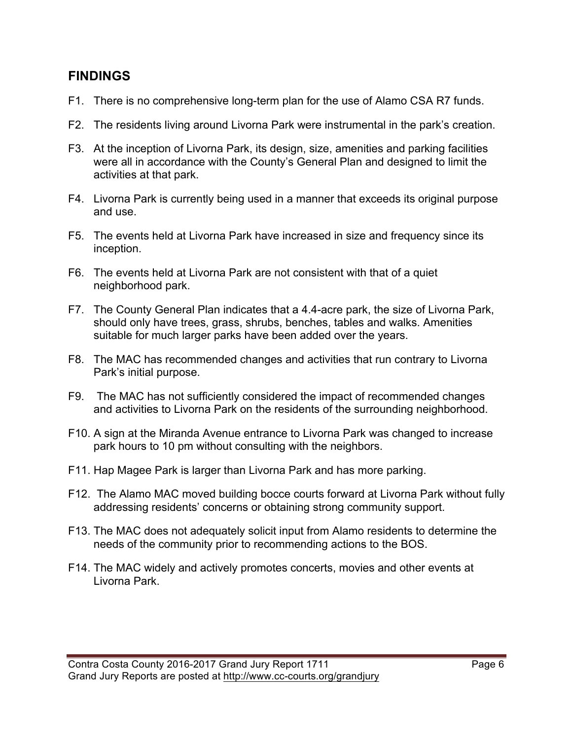## FINDINGS

F1. There is no comprehensive long-term plan for the use of Alamo CSA R7 funds.

F2. The residents living around Livorna Park were instrumental in the park's creation.

F3. At the inception of Livorna Park, its design, size, amenities and parking facilities were all in accordance with the County's General Plan and designed to limit the activities at that park.

F4. Livorna Park is currently being used in a manner that exceeds its original purpose and use.

F5. The events held at Livorna Park have increased in size and frequency since its inception.

F6. The events held at Livorna Park are not consistent with that of a quiet neighborhood park.

F7. The County General Plan indicates that a 4.4-acre park, the size of Livorna Park, should only have trees, grass, shrubs, benches, tables and walks. Amenities suitable for much larger parks have been added over the years.

F8. The MAC has recommended changes and activities that run contrary to Livorna Park's initial purpose.

F9. The MAC has not sufficiently considered the impact of recommended changes and activities to Livorna Park on the residents of the surrounding neighborhood.

F10. A sign at the Miranda Avenue entrance to Livorna Park was changed to increase park hours to 10 pm without consulting with the neighbors.

F11. Hap Magee Park is larger than Livorna Park and has more parking.

F12. The Alamo MAC moved building bocce courts forward at Livorna Park without fully addressing residents' concerns or obtaining strong community support.

F13. The MAC does not adequately solicit input from Alamo residents to determine the needs of the community prior to recommending actions to the BOS.

F14. The MAC widely and actively promotes concerts, movies and other events at Livorna Park.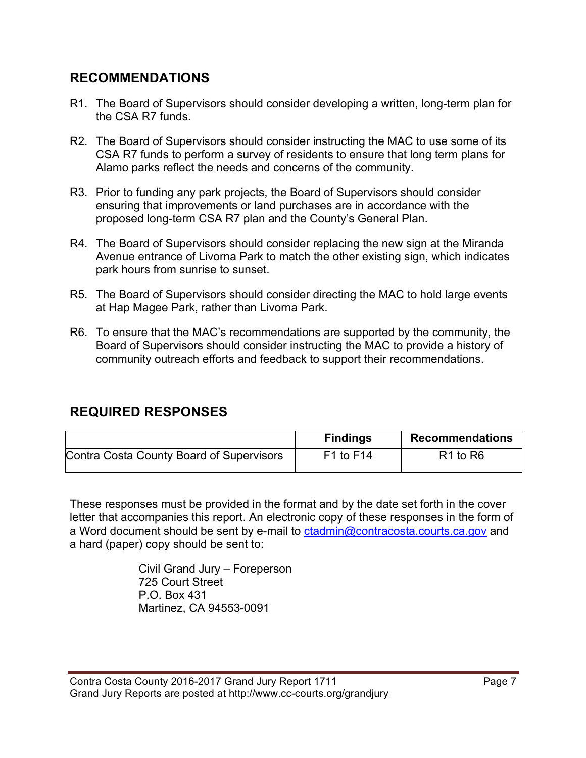## RECOMMENDATIONS

R1. The Board of Supervisors should consider developing a written, long-term plan for the CSA R7 funds.

R2. The Board of Supervisors should consider instructing the MAC to use some of its CSA R7 funds to perform a survey of residents to ensure that long term plans for Alamo parks reflect the needs and concerns of the community.

R3. Prior to funding any park projects, the Board of Supervisors should consider ensuring that improvements or land purchases are in accordance with the proposed long-term CSA R7 plan and the County's General Plan.

R4. The Board of Supervisors should consider replacing the new sign at the Miranda Avenue entrance of Livorna Park to match the other existing sign, which indicates park hours from sunrise to sunset.

R5. The Board of Supervisors should consider directing the MAC to hold large events at Hap Magee Park, rather than Livorna Park.

R6. To ensure that the MAC's recommendations are supported by the community, the Board of Supervisors should consider instructing the MAC to provide a history of community outreach efforts and feedback to support their recommendations.

## REQUIRED RESPONSES

| | Findings | Recommendations |
|---|---|---|
| Contra Costa County Board of Supervisors | F1 to F14 | R1 to R6 |

These responses must be provided in the format and by the date set forth in the cover letter that accompanies this report. An electronic copy of these responses in the form of a Word document should be sent by e-mail to ctadmin@contracosta.courts.ca.gov and a hard (paper) copy should be sent to:

Civil Grand Jury – Foreperson
725 Court Street
P.O. Box 431
Martinez, CA 94553-0091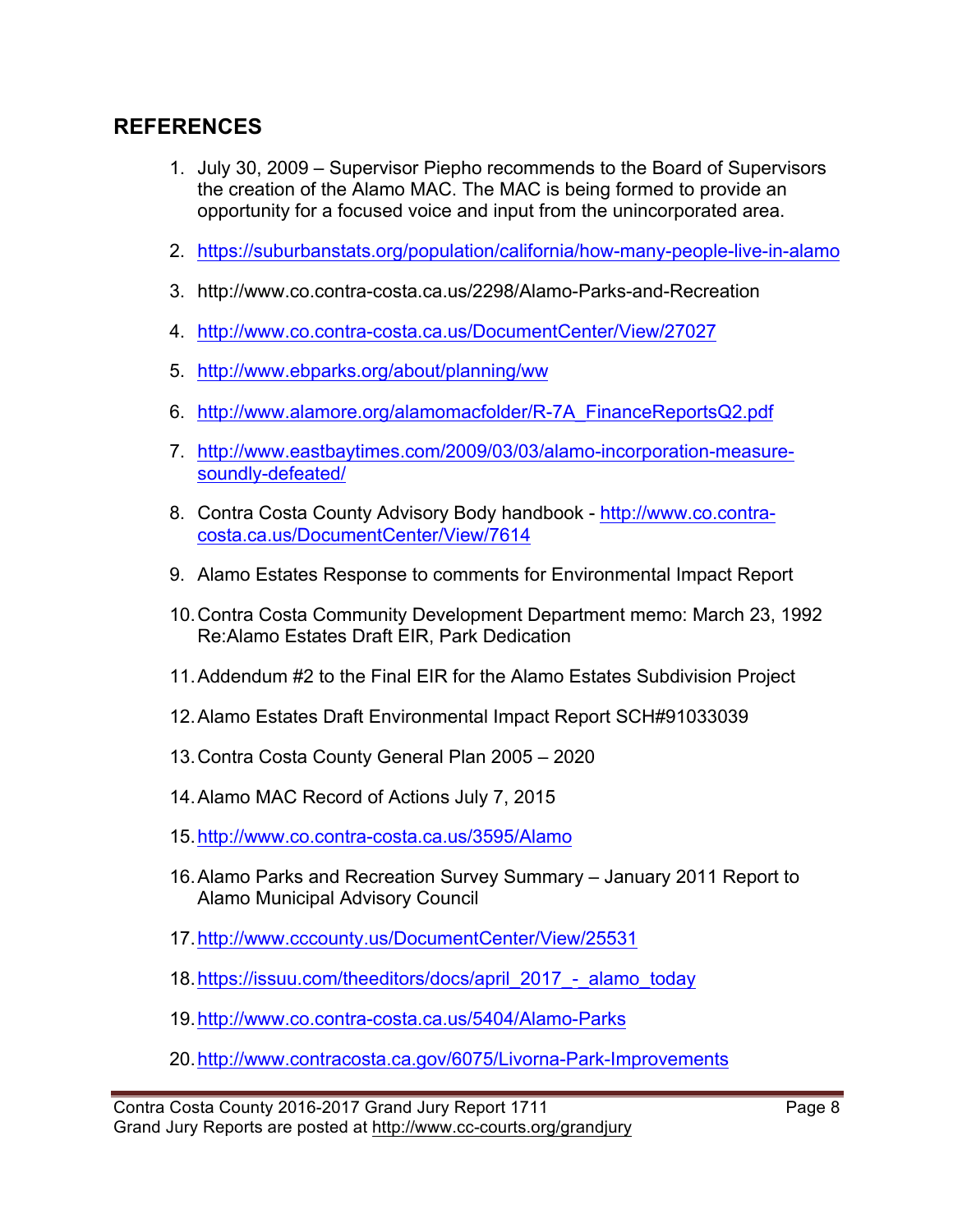## REFERENCES

1. July 30, 2009 – Supervisor Piepho recommends to the Board of Supervisors the creation of the Alamo MAC. The MAC is being formed to provide an opportunity for a focused voice and input from the unincorporated area.
2. https://suburbanstats.org/population/california/how-many-people-live-in-alamo
3. http://www.co.contra-costa.ca.us/2298/Alamo-Parks-and-Recreation
4. http://www.co.contra-costa.ca.us/DocumentCenter/View/27027
5. http://www.ebparks.org/about/planning/ww
6. http://www.alamore.org/alamomacfolder/R-7A_FinanceReportsQ2.pdf
7. http://www.eastbaytimes.com/2009/03/03/alamo-incorporation-measure-soundly-defeated/
8. Contra Costa County Advisory Body handbook - http://www.co.contra-costa.ca.us/DocumentCenter/View/7614
9. Alamo Estates Response to comments for Environmental Impact Report
10. Contra Costa Community Development Department memo: March 23, 1992 Re:Alamo Estates Draft EIR, Park Dedication
11. Addendum #2 to the Final EIR for the Alamo Estates Subdivision Project
12. Alamo Estates Draft Environmental Impact Report SCH#91033039
13. Contra Costa County General Plan 2005 – 2020
14. Alamo MAC Record of Actions July 7, 2015
15. http://www.co.contra-costa.ca.us/3595/Alamo
16. Alamo Parks and Recreation Survey Summary – January 2011 Report to Alamo Municipal Advisory Council
17. http://www.cccounty.us/DocumentCenter/View/25531
18. https://issuu.com/theeditors/docs/april_2017_-_alamo_today
19. http://www.co.contra-costa.ca.us/5404/Alamo-Parks
20. http://www.contracosta.ca.gov/6075/Livorna-Park-Improvements